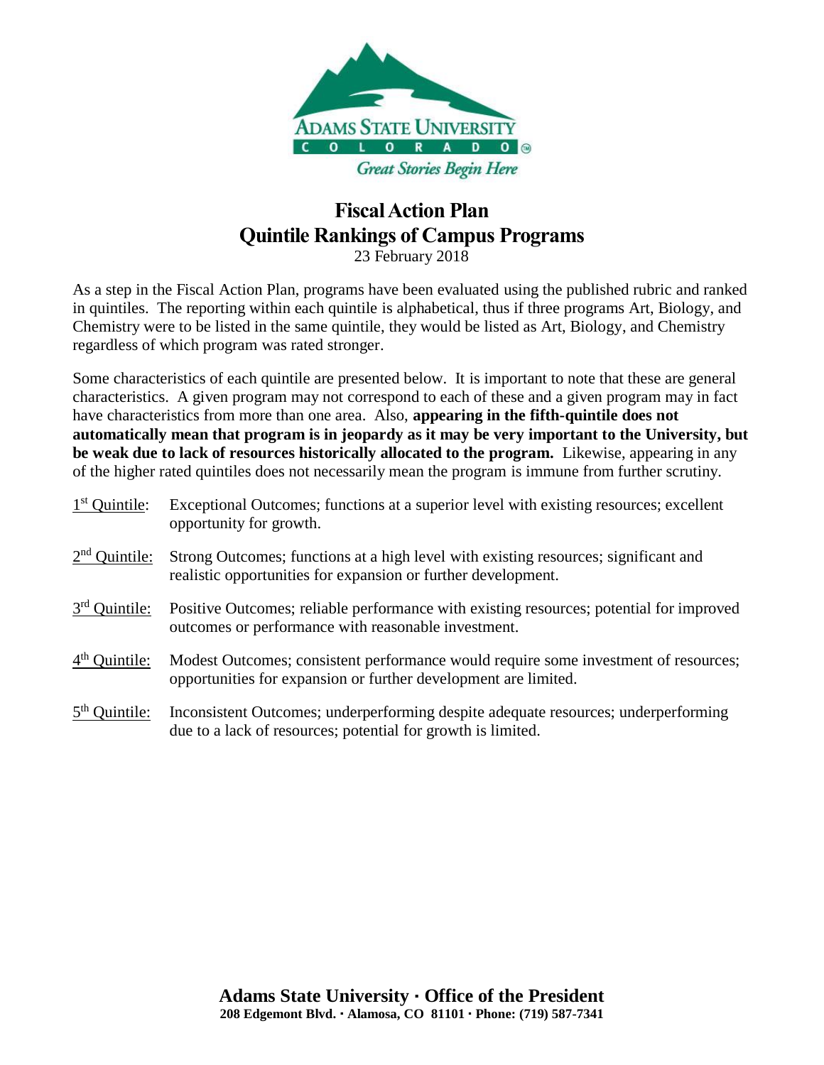# Fiscal Action Plan

## Quintile Rankings of Campus Programs

23 February 2018

As a step in the Fiscal Action Plan, programs have been evaluated using the published rubric and ranked in quintiles. The reporting within each quintile is alphabetical, thus if three programs Art, Biology, and Chemistry were to be listed in the same quintile, they would be listed as Art, Biology, and Chemistry regardless of which program was rated stronger.

Some characteristics of each quintile are presented below. It is important to note that these are general characteristics. A given program may not correspond to each of these and a given program may in fact have characteristics from more than one area. Also, **appearing in the fifth-quintile does not automatically mean that program is in jeopardy as it may be very important to the University, but be weak due to lack of resources historically allocated to the program.** Likewise, appearing in any of the higher rated quintiles does not necessarily mean the program is immune from further scrutiny.

1st Quintile: Exceptional Outcomes; functions at a superior level with existing resources; excellent opportunity for growth.

2nd Quintile: Strong Outcomes; functions at a high level with existing resources; significant and realistic opportunities for expansion or further development.

3rd Quintile: Positive Outcomes; reliable performance with existing resources; potential for improved outcomes or performance with reasonable investment.

4th Quintile: Modest Outcomes; consistent performance would require some investment of resources; opportunities for expansion or further development are limited.

5th Quintile: Inconsistent Outcomes; underperforming despite adequate resources; underperforming due to a lack of resources; potential for growth is limited.

**Adams State University · Office of the President**
**208 Edgemont Blvd. · Alamosa, CO 81101 · Phone: (719) 587-7341**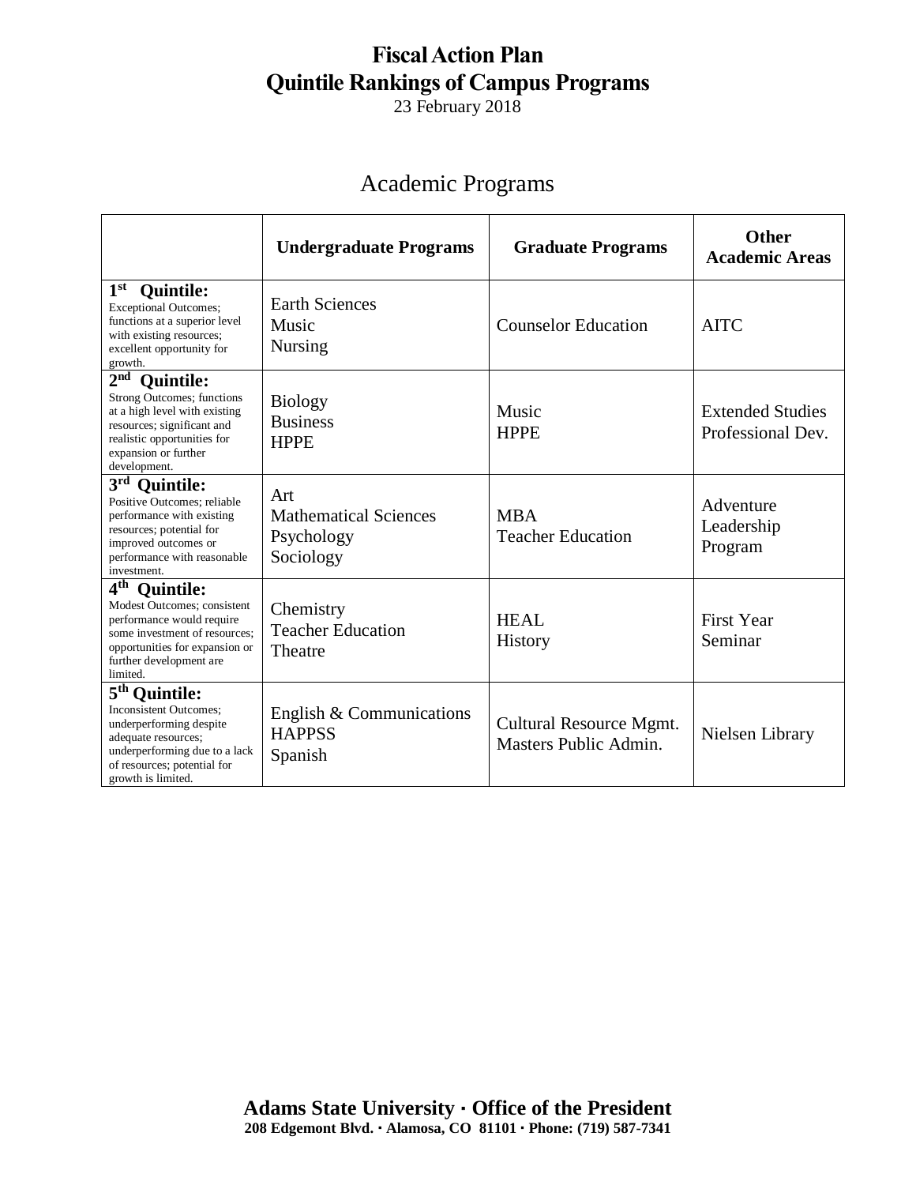# Fiscal Action Plan
# Quintile Rankings of Campus Programs

23 February 2018

## Academic Programs

| | **Undergraduate Programs** | **Graduate Programs** | **Other Academic Areas** |
|---|---|---|---|
| **1st Quintile:** Exceptional Outcomes; functions at a superior level with existing resources; excellent opportunity for growth. | Earth Sciences<br>Music<br>Nursing | Counselor Education | AITC |
| **2nd Quintile:** Strong Outcomes; functions at a high level with existing resources; significant and realistic opportunities for expansion or further development. | Biology<br>Business<br>HPPE | Music<br>HPPE | Extended Studies Professional Dev. |
| **3rd Quintile:** Positive Outcomes; reliable performance with existing resources; potential for improved outcomes or performance with reasonable investment. | Art<br>Mathematical Sciences<br>Psychology<br>Sociology | MBA<br>Teacher Education | Adventure Leadership Program |
| **4th Quintile:** Modest Outcomes; consistent performance would require some investment of resources; opportunities for expansion or further development are limited. | Chemistry<br>Teacher Education<br>Theatre | HEAL<br>History | First Year Seminar |
| **5th Quintile:** Inconsistent Outcomes; underperforming despite adequate resources; underperforming due to a lack of resources; potential for growth is limited. | English & Communications<br>HAPPSS<br>Spanish | Cultural Resource Mgmt.<br>Masters Public Admin. | Nielsen Library |

**Adams State University · Office of the President**
**208 Edgemont Blvd. · Alamosa, CO 81101 · Phone: (719) 587-7341**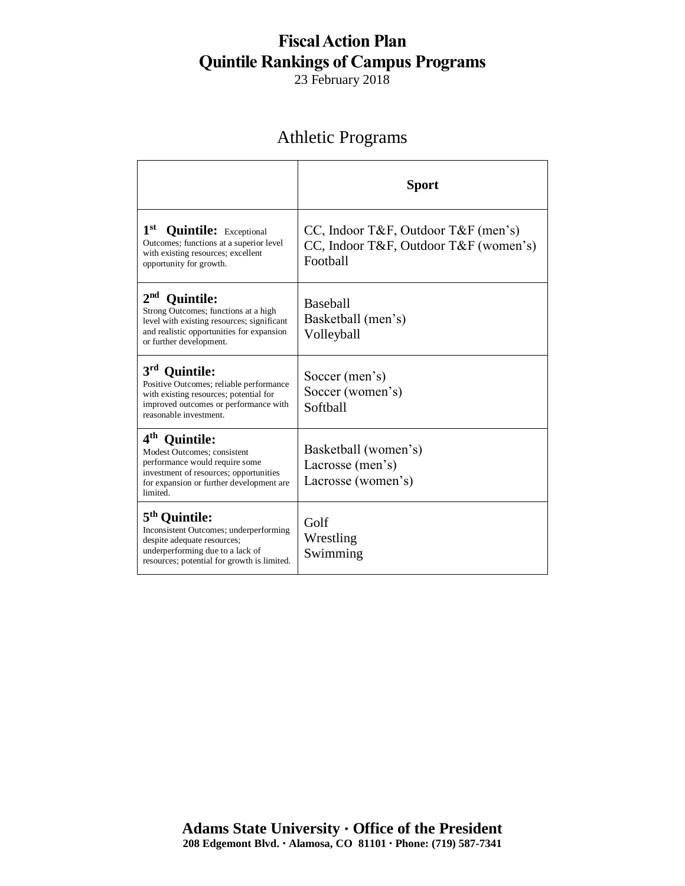# Fiscal Action Plan
# Quintile Rankings of Campus Programs

23 February 2018

## Athletic Programs

| | **Sport** |
|---|---|
| **1st Quintile:** Exceptional Outcomes; functions at a superior level with existing resources; excellent opportunity for growth. | CC, Indoor T&F, Outdoor T&F (men's)<br>CC, Indoor T&F, Outdoor T&F (women's)<br>Football |
| **2nd Quintile:** Strong Outcomes; functions at a high level with existing resources; significant and realistic opportunities for expansion or further development. | Baseball<br>Basketball (men's)<br>Volleyball |
| **3rd Quintile:** Positive Outcomes; reliable performance with existing resources; potential for improved outcomes or performance with reasonable investment. | Soccer (men's)<br>Soccer (women's)<br>Softball |
| **4th Quintile:** Modest Outcomes; consistent performance would require some investment of resources; opportunities for expansion or further development are limited. | Basketball (women's)<br>Lacrosse (men's)<br>Lacrosse (women's) |
| **5th Quintile:** Inconsistent Outcomes; underperforming despite adequate resources; underperforming due to a lack of resources; potential for growth is limited. | Golf<br>Wrestling<br>Swimming |

**Adams State University · Office of the President**
**208 Edgemont Blvd. · Alamosa, CO 81101 · Phone: (719) 587-7341**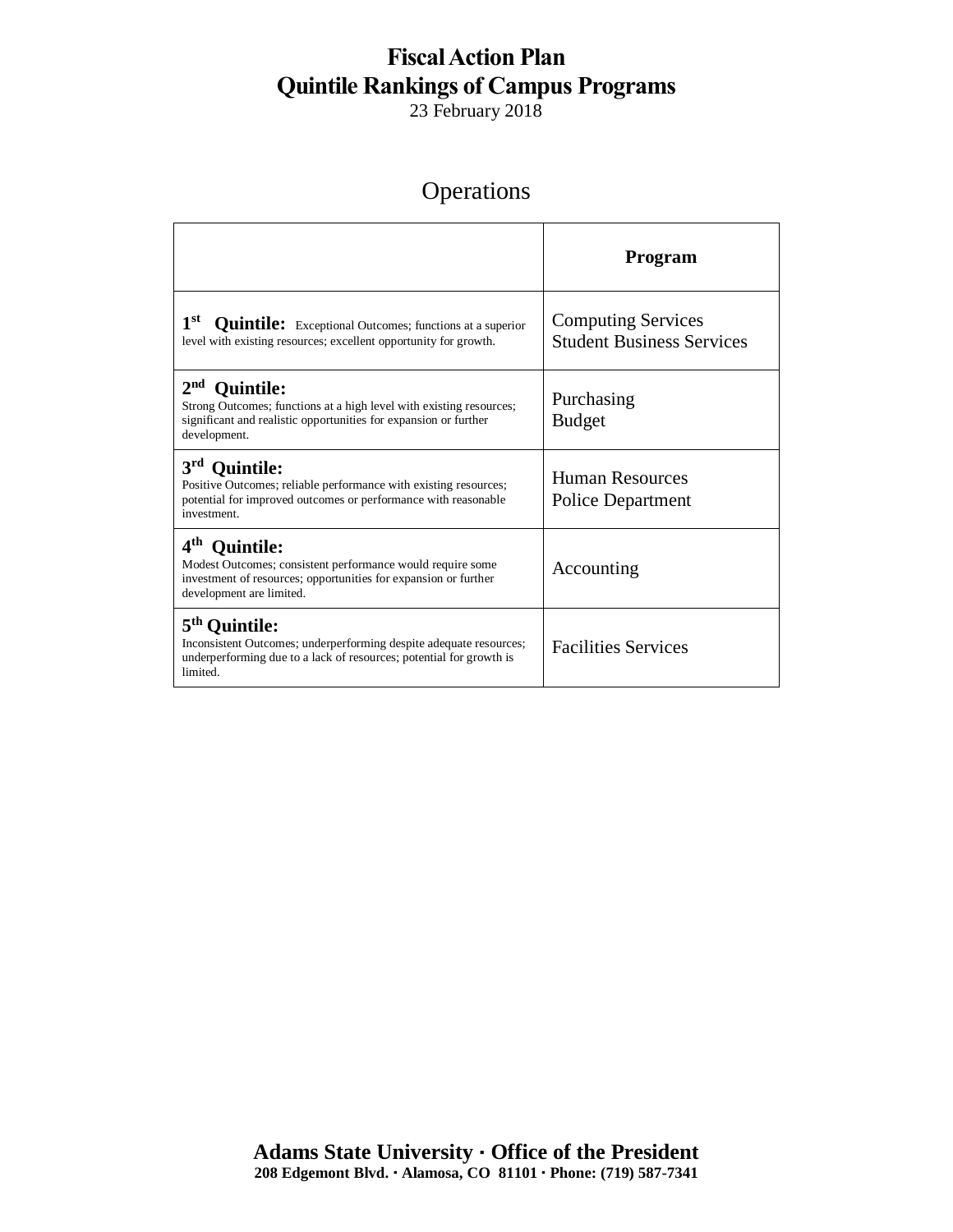# Fiscal Action Plan
# Quintile Rankings of Campus Programs

23 February 2018

## Operations

| | **Program** |
|---|---|
| **1st Quintile:** Exceptional Outcomes; functions at a superior level with existing resources; excellent opportunity for growth. | Computing Services<br>Student Business Services |
| **2nd Quintile:** Strong Outcomes; functions at a high level with existing resources; significant and realistic opportunities for expansion or further development. | Purchasing<br>Budget |
| **3rd Quintile:** Positive Outcomes; reliable performance with existing resources; potential for improved outcomes or performance with reasonable investment. | Human Resources<br>Police Department |
| **4th Quintile:** Modest Outcomes; consistent performance would require some investment of resources; opportunities for expansion or further development are limited. | Accounting |
| **5th Quintile:** Inconsistent Outcomes; underperforming despite adequate resources; underperforming due to a lack of resources; potential for growth is limited. | Facilities Services |

**Adams State University · Office of the President**
**208 Edgemont Blvd. · Alamosa, CO 81101 · Phone: (719) 587-7341**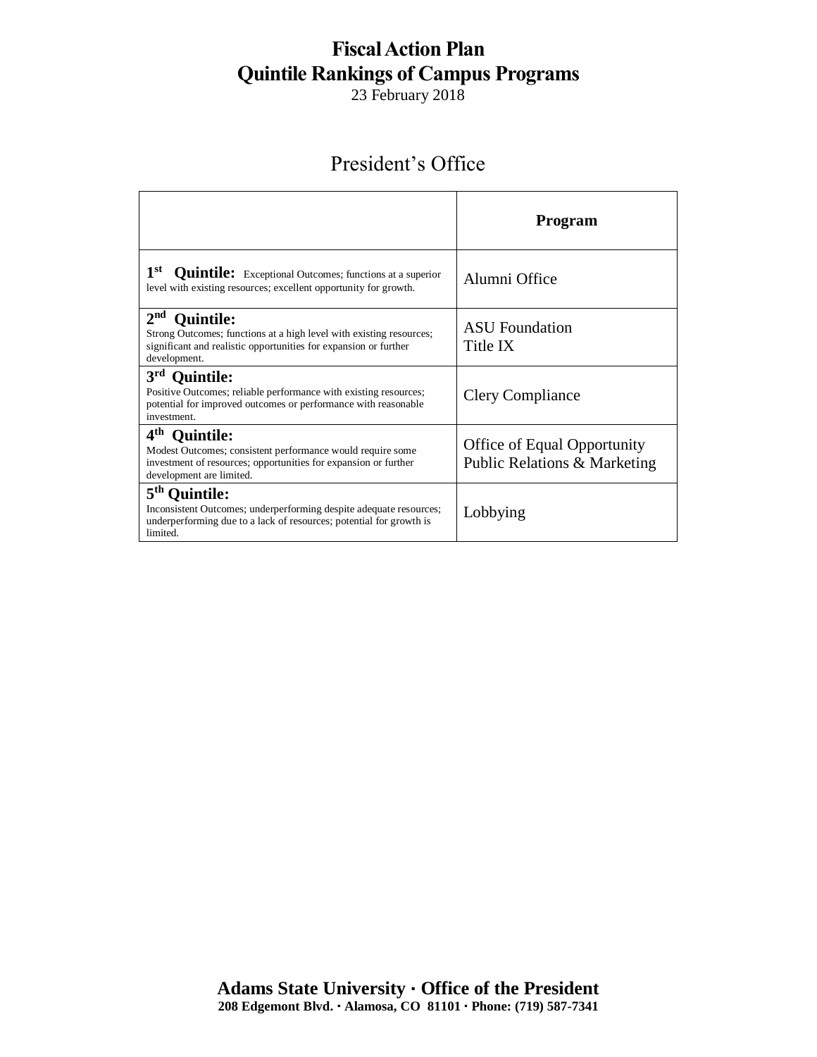# Fiscal Action Plan
# Quintile Rankings of Campus Programs

23 February 2018

## President's Office

| | **Program** |
|---|---|
| **1st Quintile:** Exceptional Outcomes; functions at a superior level with existing resources; excellent opportunity for growth. | Alumni Office |
| **2nd Quintile:** Strong Outcomes; functions at a high level with existing resources; significant and realistic opportunities for expansion or further development. | ASU Foundation<br>Title IX |
| **3rd Quintile:** Positive Outcomes; reliable performance with existing resources; potential for improved outcomes or performance with reasonable investment. | Clery Compliance |
| **4th Quintile:** Modest Outcomes; consistent performance would require some investment of resources; opportunities for expansion or further development are limited. | Office of Equal Opportunity<br>Public Relations & Marketing |
| **5th Quintile:** Inconsistent Outcomes; underperforming despite adequate resources; underperforming due to a lack of resources; potential for growth is limited. | Lobbying |

**Adams State University · Office of the President**
**208 Edgemont Blvd. · Alamosa, CO 81101 · Phone: (719) 587-7341**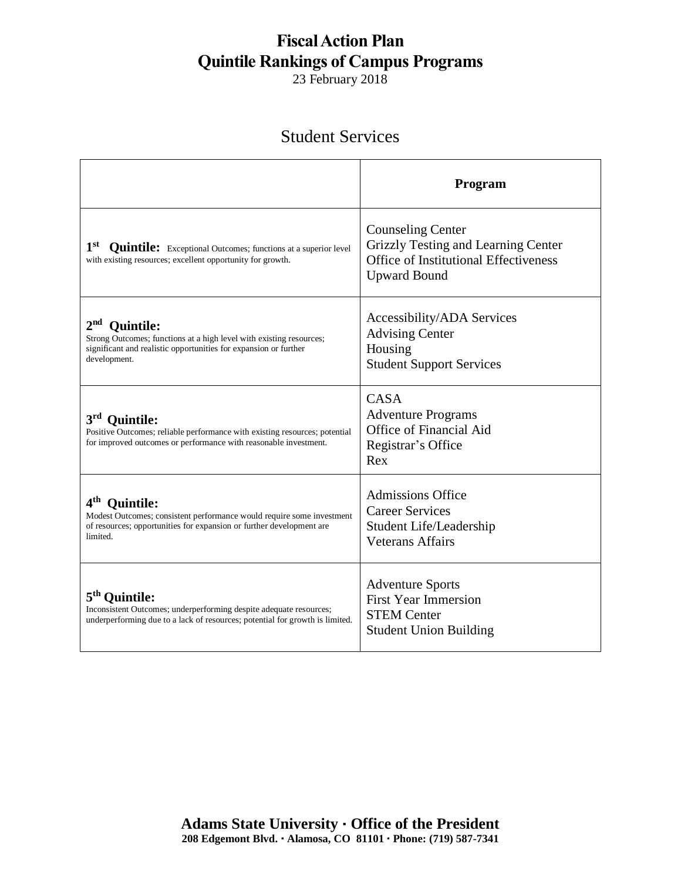# Fiscal Action Plan
# Quintile Rankings of Campus Programs

23 February 2018

## Student Services

| | **Program** |
|---|---|
| **1st Quintile:** Exceptional Outcomes; functions at a superior level with existing resources; excellent opportunity for growth. | Counseling Center<br>Grizzly Testing and Learning Center<br>Office of Institutional Effectiveness<br>Upward Bound |
| **2nd Quintile:** Strong Outcomes; functions at a high level with existing resources; significant and realistic opportunities for expansion or further development. | Accessibility/ADA Services<br>Advising Center<br>Housing<br>Student Support Services |
| **3rd Quintile:** Positive Outcomes; reliable performance with existing resources; potential for improved outcomes or performance with reasonable investment. | CASA<br>Adventure Programs<br>Office of Financial Aid<br>Registrar's Office<br>Rex |
| **4th Quintile:** Modest Outcomes; consistent performance would require some investment of resources; opportunities for expansion or further development are limited. | Admissions Office<br>Career Services<br>Student Life/Leadership<br>Veterans Affairs |
| **5th Quintile:** Inconsistent Outcomes; underperforming despite adequate resources; underperforming due to a lack of resources; potential for growth is limited. | Adventure Sports<br>First Year Immersion<br>STEM Center<br>Student Union Building |

**Adams State University · Office of the President**
**208 Edgemont Blvd. · Alamosa, CO 81101 · Phone: (719) 587-7341**